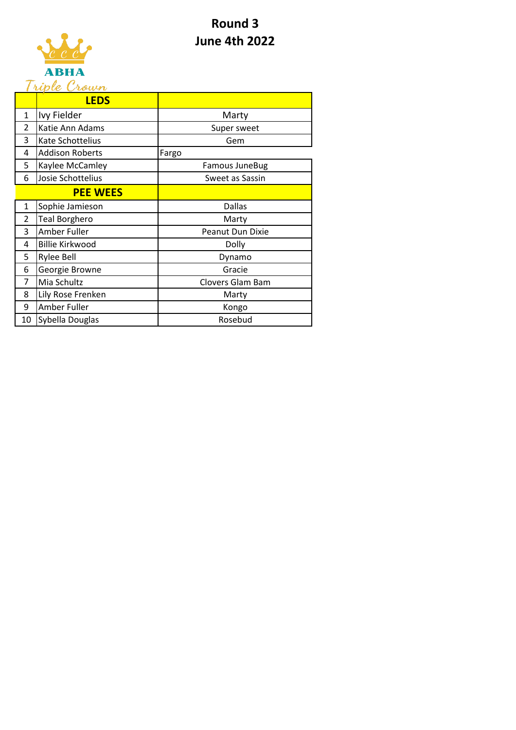# Round 3
## June 4th 2022

ABHA Triple Crown

| | LEDS | |
|---|---|---|
| 1 | Ivy Fielder | Marty |
| 2 | Katie Ann Adams | Super sweet |
| 3 | Kate Schottelius | Gem |
| 4 | Addison Roberts | Fargo |
| 5 | Kaylee McCamley | Famous JuneBug |
| 6 | Josie Schottelius | Sweet as Sassin |
| | **PEE WEES** | |
| 1 | Sophie Jamieson | Dallas |
| 2 | Teal Borghero | Marty |
| 3 | Amber Fuller | Peanut Dun Dixie |
| 4 | Billie Kirkwood | Dolly |
| 5 | Rylee Bell | Dynamo |
| 6 | Georgie Browne | Gracie |
| 7 | Mia Schultz | Clovers Glam Bam |
| 8 | Lily Rose Frenken | Marty |
| 9 | Amber Fuller | Kongo |
| 10 | Sybella Douglas | Rosebud |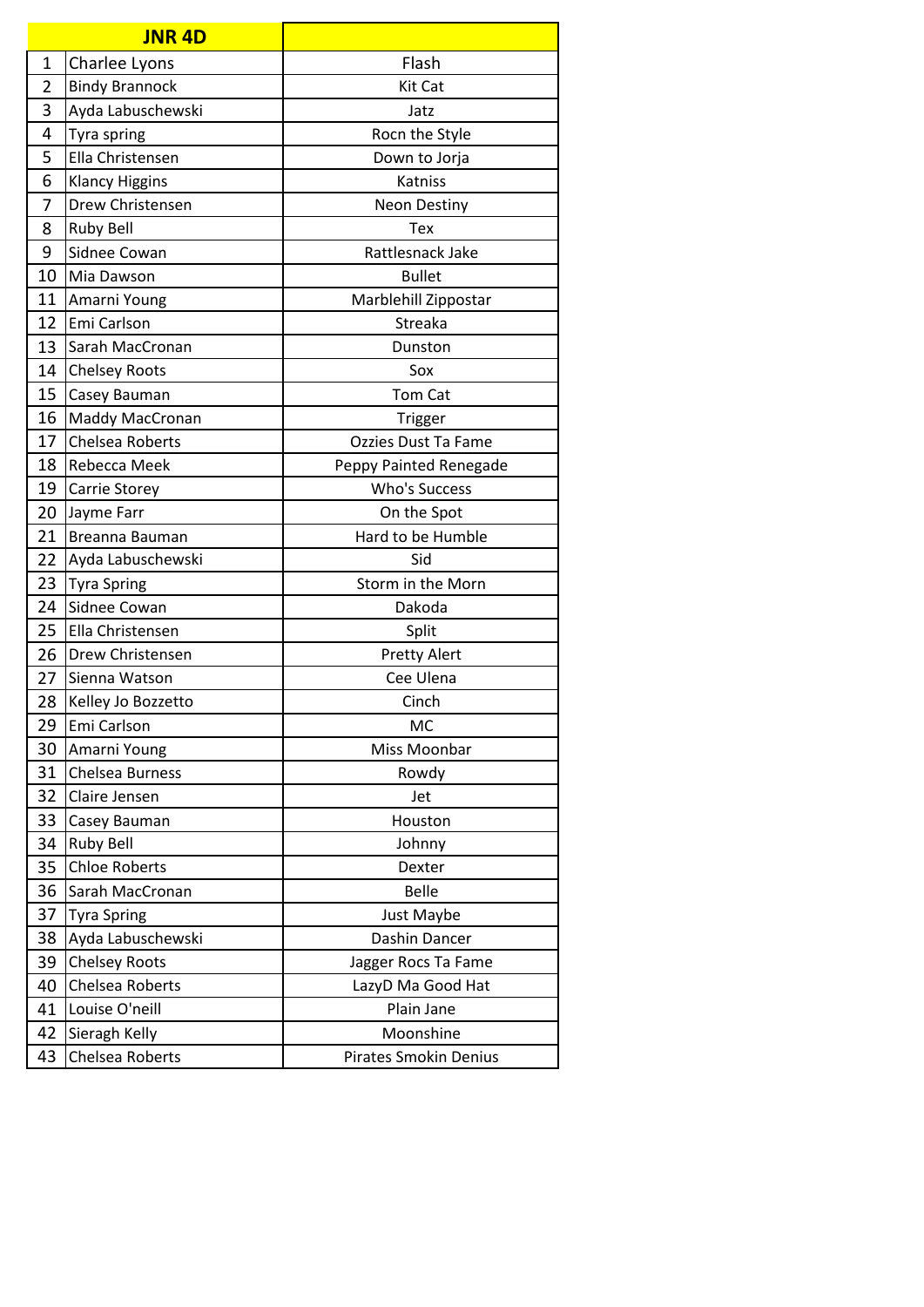| | JNR 4D | |
|---|---|---|
| 1 | Charlee Lyons | Flash |
| 2 | Bindy Brannock | Kit Cat |
| 3 | Ayda Labuschewski | Jatz |
| 4 | Tyra spring | Rocn the Style |
| 5 | Ella Christensen | Down to Jorja |
| 6 | Klancy Higgins | Katniss |
| 7 | Drew Christensen | Neon Destiny |
| 8 | Ruby Bell | Tex |
| 9 | Sidnee Cowan | Rattlesnack Jake |
| 10 | Mia Dawson | Bullet |
| 11 | Amarni Young | Marblehill Zippostar |
| 12 | Emi Carlson | Streaka |
| 13 | Sarah MacCronan | Dunston |
| 14 | Chelsey Roots | Sox |
| 15 | Casey Bauman | Tom Cat |
| 16 | Maddy MacCronan | Trigger |
| 17 | Chelsea Roberts | Ozzies Dust Ta Fame |
| 18 | Rebecca Meek | Peppy Painted Renegade |
| 19 | Carrie Storey | Who's Success |
| 20 | Jayme Farr | On the Spot |
| 21 | Breanna Bauman | Hard to be Humble |
| 22 | Ayda Labuschewski | Sid |
| 23 | Tyra Spring | Storm in the Morn |
| 24 | Sidnee Cowan | Dakoda |
| 25 | Ella Christensen | Split |
| 26 | Drew Christensen | Pretty Alert |
| 27 | Sienna Watson | Cee Ulena |
| 28 | Kelley Jo Bozzetto | Cinch |
| 29 | Emi Carlson | MC |
| 30 | Amarni Young | Miss Moonbar |
| 31 | Chelsea Burness | Rowdy |
| 32 | Claire Jensen | Jet |
| 33 | Casey Bauman | Houston |
| 34 | Ruby Bell | Johnny |
| 35 | Chloe Roberts | Dexter |
| 36 | Sarah MacCronan | Belle |
| 37 | Tyra Spring | Just Maybe |
| 38 | Ayda Labuschewski | Dashin Dancer |
| 39 | Chelsey Roots | Jagger Rocs Ta Fame |
| 40 | Chelsea Roberts | LazyD Ma Good Hat |
| 41 | Louise O'neill | Plain Jane |
| 42 | Sieragh Kelly | Moonshine |
| 43 | Chelsea Roberts | Pirates Smokin Denius |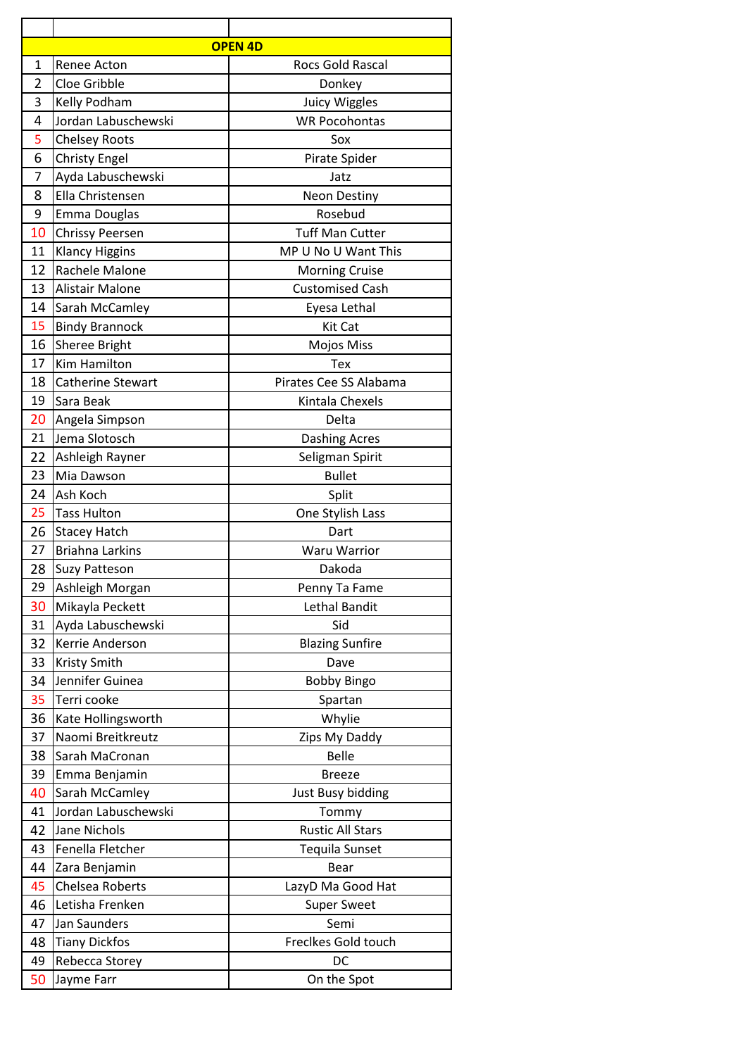| | | |
|---|---|---|
| **OPEN 4D** | | |
| 1 | Renee Acton | Rocs Gold Rascal |
| 2 | Cloe Gribble | Donkey |
| 3 | Kelly Podham | Juicy Wiggles |
| 4 | Jordan Labuschewski | WR Pocohontas |
| 5 | Chelsey Roots | Sox |
| 6 | Christy Engel | Pirate Spider |
| 7 | Ayda Labuschewski | Jatz |
| 8 | Ella Christensen | Neon Destiny |
| 9 | Emma Douglas | Rosebud |
| 10 | Chrissy Peersen | Tuff Man Cutter |
| 11 | Klancy Higgins | MP U No U Want This |
| 12 | Rachele Malone | Morning Cruise |
| 13 | Alistair Malone | Customised Cash |
| 14 | Sarah McCamley | Eyesa Lethal |
| 15 | Bindy Brannock | Kit Cat |
| 16 | Sheree Bright | Mojos Miss |
| 17 | Kim Hamilton | Tex |
| 18 | Catherine Stewart | Pirates Cee SS Alabama |
| 19 | Sara Beak | Kintala Chexels |
| 20 | Angela Simpson | Delta |
| 21 | Jema Slotosch | Dashing Acres |
| 22 | Ashleigh Rayner | Seligman Spirit |
| 23 | Mia Dawson | Bullet |
| 24 | Ash Koch | Split |
| 25 | Tass Hulton | One Stylish Lass |
| 26 | Stacey Hatch | Dart |
| 27 | Briahna Larkins | Waru Warrior |
| 28 | Suzy Patteson | Dakoda |
| 29 | Ashleigh Morgan | Penny Ta Fame |
| 30 | Mikayla Peckett | Lethal Bandit |
| 31 | Ayda Labuschewski | Sid |
| 32 | Kerrie Anderson | Blazing Sunfire |
| 33 | Kristy Smith | Dave |
| 34 | Jennifer Guinea | Bobby Bingo |
| 35 | Terri cooke | Spartan |
| 36 | Kate Hollingsworth | Whylie |
| 37 | Naomi Breitkreutz | Zips My Daddy |
| 38 | Sarah MaCronan | Belle |
| 39 | Emma Benjamin | Breeze |
| 40 | Sarah McCamley | Just Busy bidding |
| 41 | Jordan Labuschewski | Tommy |
| 42 | Jane Nichols | Rustic All Stars |
| 43 | Fenella Fletcher | Tequila Sunset |
| 44 | Zara Benjamin | Bear |
| 45 | Chelsea Roberts | LazyD Ma Good Hat |
| 46 | Letisha Frenken | Super Sweet |
| 47 | Jan Saunders | Semi |
| 48 | Tiany Dickfos | Freclkes Gold touch |
| 49 | Rebecca Storey | DC |
| 50 | Jayme Farr | On the Spot |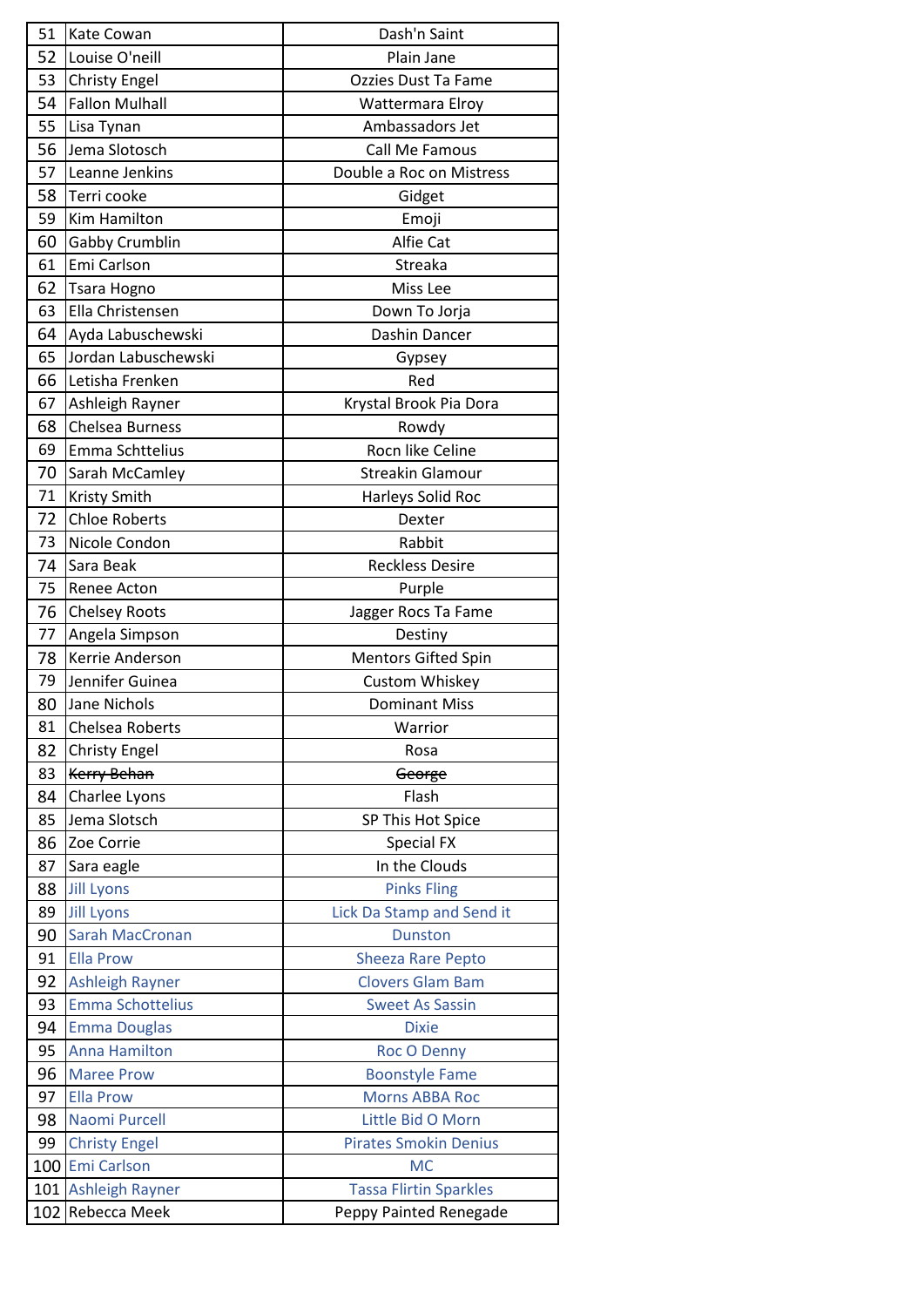| 51 | Kate Cowan | Dash'n Saint |
|---|---|---|
| 52 | Louise O'neill | Plain Jane |
| 53 | Christy Engel | Ozzies Dust Ta Fame |
| 54 | Fallon Mulhall | Wattermara Elroy |
| 55 | Lisa Tynan | Ambassadors Jet |
| 56 | Jema Slotosch | Call Me Famous |
| 57 | Leanne Jenkins | Double a Roc on Mistress |
| 58 | Terri cooke | Gidget |
| 59 | Kim Hamilton | Emoji |
| 60 | Gabby Crumblin | Alfie Cat |
| 61 | Emi Carlson | Streaka |
| 62 | Tsara Hogno | Miss Lee |
| 63 | Ella Christensen | Down To Jorja |
| 64 | Ayda Labuschewski | Dashin Dancer |
| 65 | Jordan Labuschewski | Gypsey |
| 66 | Letisha Frenken | Red |
| 67 | Ashleigh Rayner | Krystal Brook Pia Dora |
| 68 | Chelsea Burness | Rowdy |
| 69 | Emma Schttelius | Rocn like Celine |
| 70 | Sarah McCamley | Streakin Glamour |
| 71 | Kristy Smith | Harleys Solid Roc |
| 72 | Chloe Roberts | Dexter |
| 73 | Nicole Condon | Rabbit |
| 74 | Sara Beak | Reckless Desire |
| 75 | Renee Acton | Purple |
| 76 | Chelsey Roots | Jagger Rocs Ta Fame |
| 77 | Angela Simpson | Destiny |
| 78 | Kerrie Anderson | Mentors Gifted Spin |
| 79 | Jennifer Guinea | Custom Whiskey |
| 80 | Jane Nichols | Dominant Miss |
| 81 | Chelsea Roberts | Warrior |
| 82 | Christy Engel | Rosa |
| 83 | ~~Kerry Behan~~ | ~~George~~ |
| 84 | Charlee Lyons | Flash |
| 85 | Jema Slotsch | SP This Hot Spice |
| 86 | Zoe Corrie | Special FX |
| 87 | Sara eagle | In the Clouds |
| 88 | Jill Lyons | Pinks Fling |
| 89 | Jill Lyons | Lick Da Stamp and Send it |
| 90 | Sarah MacCronan | Dunston |
| 91 | Ella Prow | Sheeza Rare Pepto |
| 92 | Ashleigh Rayner | Clovers Glam Bam |
| 93 | Emma Schottelius | Sweet As Sassin |
| 94 | Emma Douglas | Dixie |
| 95 | Anna Hamilton | Roc O Denny |
| 96 | Maree Prow | Boonstyle Fame |
| 97 | Ella Prow | Morns ABBA Roc |
| 98 | Naomi Purcell | Little Bid O Morn |
| 99 | Christy Engel | Pirates Smokin Denius |
| 100 | Emi Carlson | MC |
| 101 | Ashleigh Rayner | Tassa Flirtin Sparkles |
| 102 | Rebecca Meek | Peppy Painted Renegade |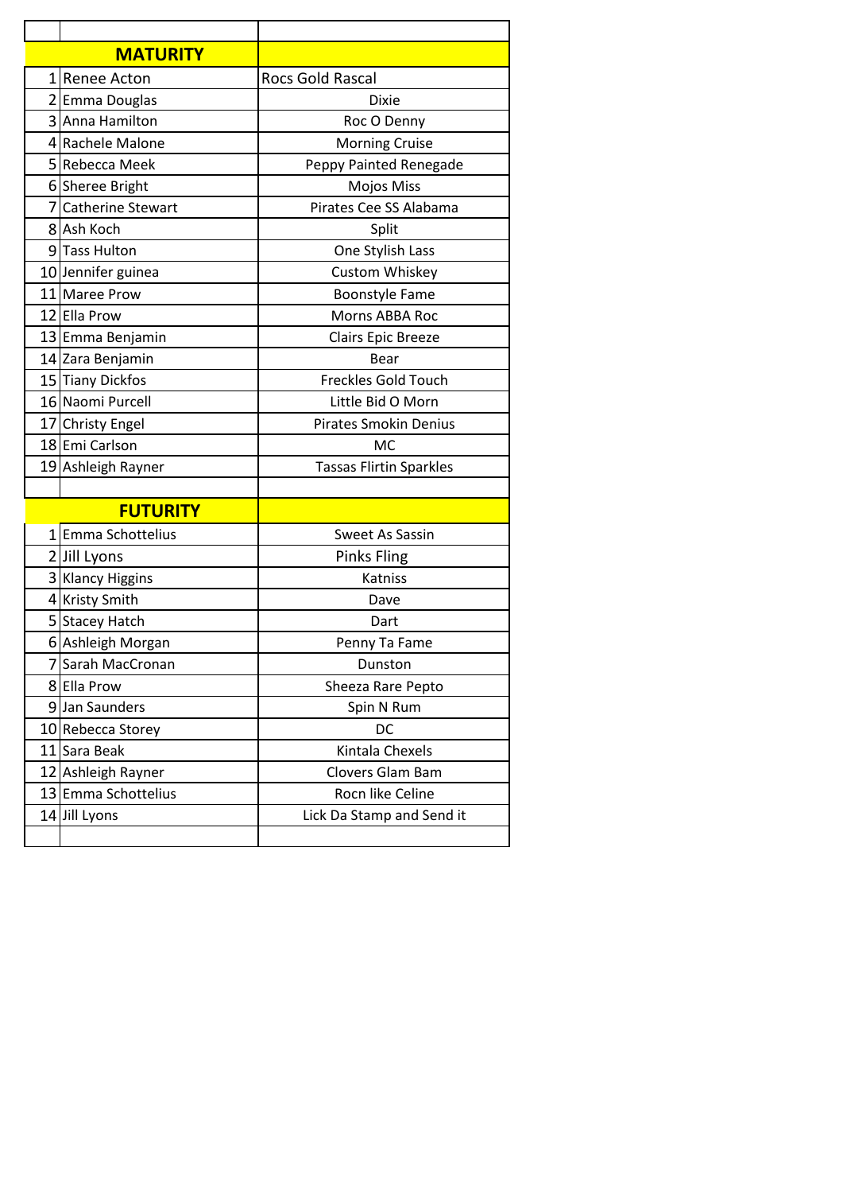| | | |
|---|---|---|
| | **MATURITY** | |
| 1 | Renee Acton | Rocs Gold Rascal |
| 2 | Emma Douglas | Dixie |
| 3 | Anna Hamilton | Roc O Denny |
| 4 | Rachele Malone | Morning Cruise |
| 5 | Rebecca Meek | Peppy Painted Renegade |
| 6 | Sheree Bright | Mojos Miss |
| 7 | Catherine Stewart | Pirates Cee SS Alabama |
| 8 | Ash Koch | Split |
| 9 | Tass Hulton | One Stylish Lass |
| 10 | Jennifer guinea | Custom Whiskey |
| 11 | Maree Prow | Boonstyle Fame |
| 12 | Ella Prow | Morns ABBA Roc |
| 13 | Emma Benjamin | Clairs Epic Breeze |
| 14 | Zara Benjamin | Bear |
| 15 | Tiany Dickfos | Freckles Gold Touch |
| 16 | Naomi Purcell | Little Bid O Morn |
| 17 | Christy Engel | Pirates Smokin Denius |
| 18 | Emi Carlson | MC |
| 19 | Ashleigh Rayner | Tassas Flirtin Sparkles |
| | | |
| | **FUTURITY** | |
| 1 | Emma Schottelius | Sweet As Sassin |
| 2 | Jill Lyons | Pinks Fling |
| 3 | Klancy Higgins | Katniss |
| 4 | Kristy Smith | Dave |
| 5 | Stacey Hatch | Dart |
| 6 | Ashleigh Morgan | Penny Ta Fame |
| 7 | Sarah MacCronan | Dunston |
| 8 | Ella Prow | Sheeza Rare Pepto |
| 9 | Jan Saunders | Spin N Rum |
| 10 | Rebecca Storey | DC |
| 11 | Sara Beak | Kintala Chexels |
| 12 | Ashleigh Rayner | Clovers Glam Bam |
| 13 | Emma Schottelius | Rocn like Celine |
| 14 | Jill Lyons | Lick Da Stamp and Send it |